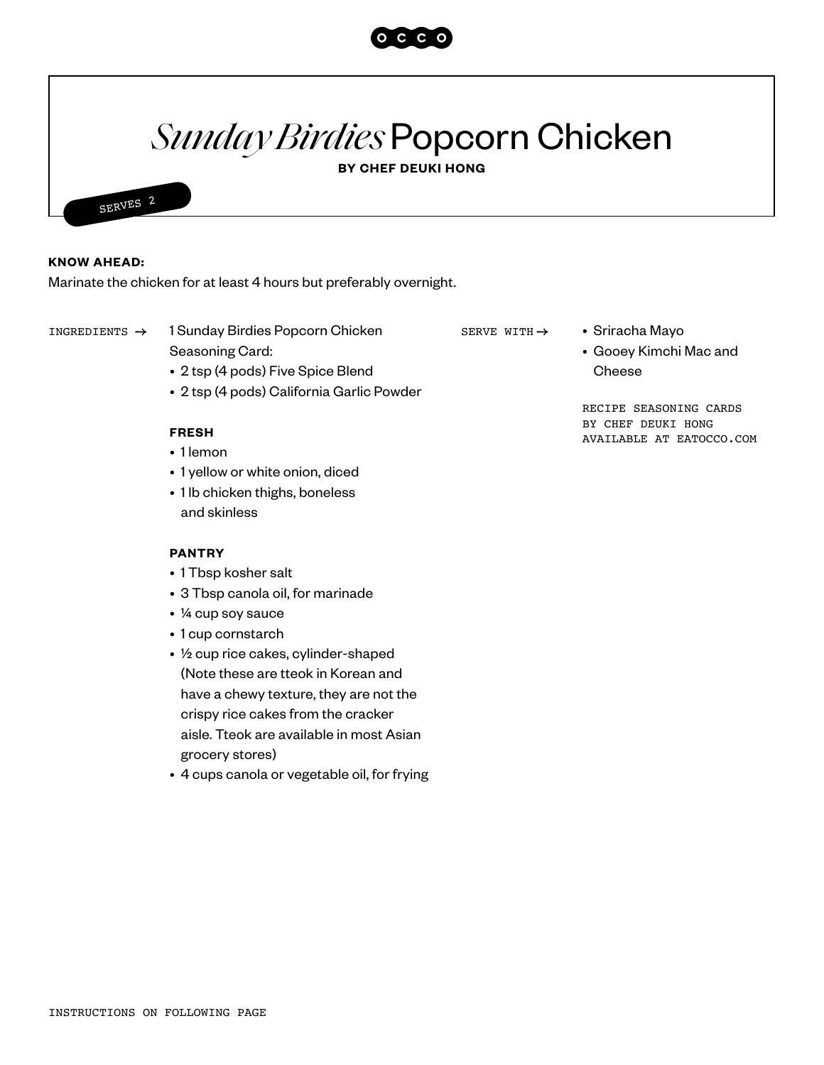# *Sunday Birdies* Popcorn Chicken

**BY CHEF DEUKI HONG**

SERVES 2

**KNOW AHEAD:**
Marinate the chicken for at least 4 hours but preferably overnight.

INGREDIENTS →

1 Sunday Birdies Popcorn Chicken Seasoning Card:

- 2 tsp (4 pods) Five Spice Blend
- 2 tsp (4 pods) California Garlic Powder

**FRESH**

- 1 lemon
- 1 yellow or white onion, diced
- 1 lb chicken thighs, boneless and skinless

**PANTRY**

- 1 Tbsp kosher salt
- 3 Tbsp canola oil, for marinade
- ¼ cup soy sauce
- 1 cup cornstarch
- ½ cup rice cakes, cylinder-shaped (Note these are tteok in Korean and have a chewy texture, they are not the crispy rice cakes from the cracker aisle. Tteok are available in most Asian grocery stores)
- 4 cups canola or vegetable oil, for frying

SERVE WITH →

- Sriracha Mayo
- Gooey Kimchi Mac and Cheese

RECIPE SEASONING CARDS BY CHEF DEUKI HONG AVAILABLE AT EATOCCO.COM

INSTRUCTIONS ON FOLLOWING PAGE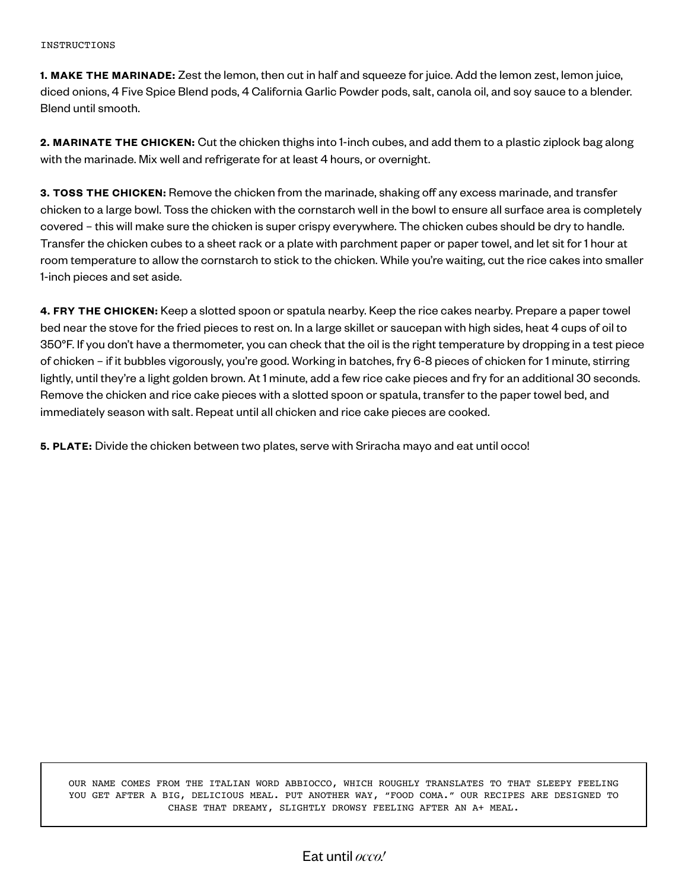INSTRUCTIONS

**1. MAKE THE MARINADE:** Zest the lemon, then cut in half and squeeze for juice. Add the lemon zest, lemon juice, diced onions, 4 Five Spice Blend pods, 4 California Garlic Powder pods, salt, canola oil, and soy sauce to a blender. Blend until smooth.

**2. MARINATE THE CHICKEN:** Cut the chicken thighs into 1-inch cubes, and add them to a plastic ziplock bag along with the marinade. Mix well and refrigerate for at least 4 hours, or overnight.

**3. TOSS THE CHICKEN:** Remove the chicken from the marinade, shaking off any excess marinade, and transfer chicken to a large bowl. Toss the chicken with the cornstarch well in the bowl to ensure all surface area is completely covered – this will make sure the chicken is super crispy everywhere. The chicken cubes should be dry to handle. Transfer the chicken cubes to a sheet rack or a plate with parchment paper or paper towel, and let sit for 1 hour at room temperature to allow the cornstarch to stick to the chicken. While you're waiting, cut the rice cakes into smaller 1-inch pieces and set aside.

**4. FRY THE CHICKEN:** Keep a slotted spoon or spatula nearby. Keep the rice cakes nearby. Prepare a paper towel bed near the stove for the fried pieces to rest on. In a large skillet or saucepan with high sides, heat 4 cups of oil to 350°F. If you don't have a thermometer, you can check that the oil is the right temperature by dropping in a test piece of chicken – if it bubbles vigorously, you're good. Working in batches, fry 6-8 pieces of chicken for 1 minute, stirring lightly, until they're a light golden brown. At 1 minute, add a few rice cake pieces and fry for an additional 30 seconds. Remove the chicken and rice cake pieces with a slotted spoon or spatula, transfer to the paper towel bed, and immediately season with salt. Repeat until all chicken and rice cake pieces are cooked.

**5. PLATE:** Divide the chicken between two plates, serve with Sriracha mayo and eat until occo!

OUR NAME COMES FROM THE ITALIAN WORD ABBIOCCO, WHICH ROUGHLY TRANSLATES TO THAT SLEEPY FEELING YOU GET AFTER A BIG, DELICIOUS MEAL. PUT ANOTHER WAY, "FOOD COMA." OUR RECIPES ARE DESIGNED TO CHASE THAT DREAMY, SLIGHTLY DROWSY FEELING AFTER AN A+ MEAL.

Eat until *occo!*